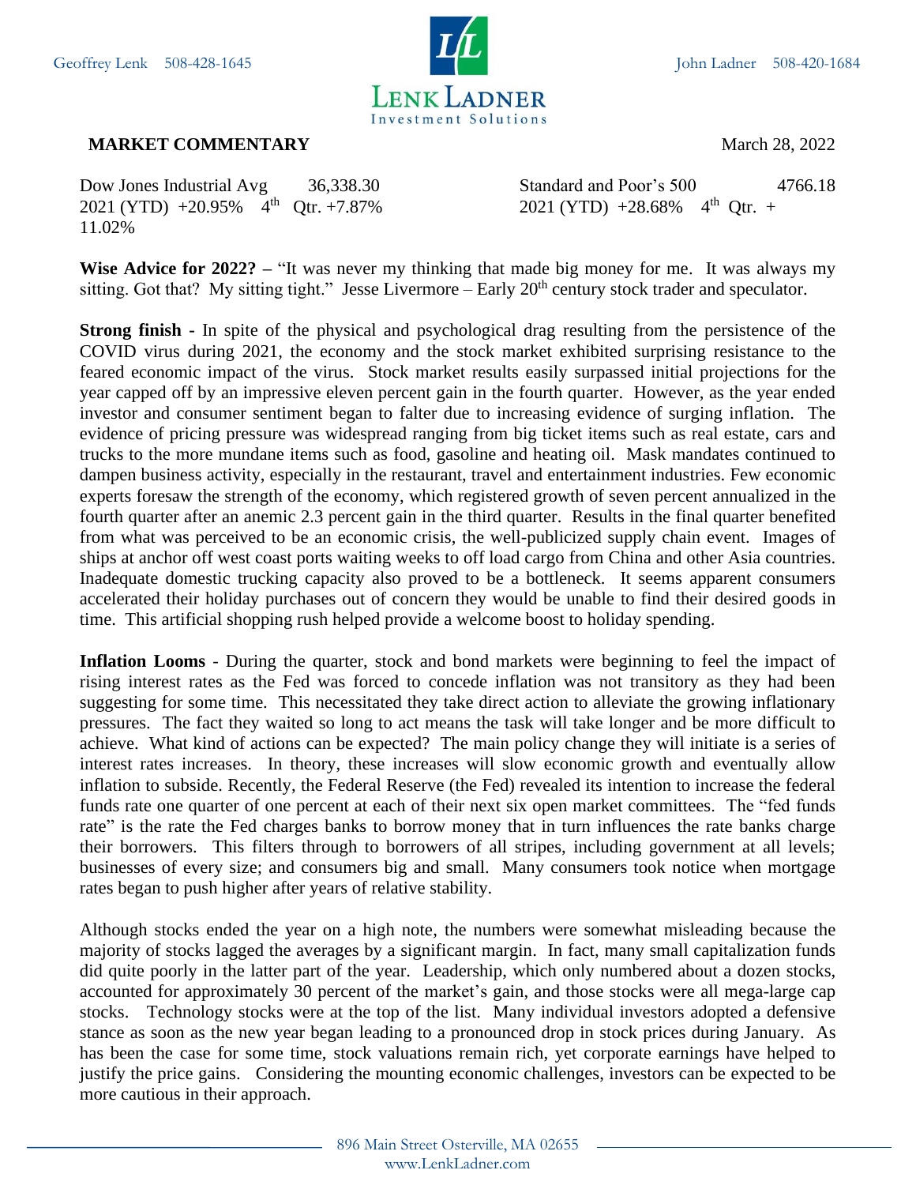Geoffrey Lenk 508-428-1645

LENK LADNER
Investment Solutions

John Ladner 508-420-1684

**MARKET COMMENTARY**

March 28, 2022

Dow Jones Industrial Avg 36,338.30
2021 (YTD) +20.95% 4th Qtr. +7.87%

Standard and Poor's 500 4766.18
2021 (YTD) +28.68% 4th Qtr. + 11.02%

**Wise Advice for 2022? –** "It was never my thinking that made big money for me. It was always my sitting. Got that? My sitting tight." Jesse Livermore – Early 20th century stock trader and speculator.

**Strong finish -** In spite of the physical and psychological drag resulting from the persistence of the COVID virus during 2021, the economy and the stock market exhibited surprising resistance to the feared economic impact of the virus. Stock market results easily surpassed initial projections for the year capped off by an impressive eleven percent gain in the fourth quarter. However, as the year ended investor and consumer sentiment began to falter due to increasing evidence of surging inflation. The evidence of pricing pressure was widespread ranging from big ticket items such as real estate, cars and trucks to the more mundane items such as food, gasoline and heating oil. Mask mandates continued to dampen business activity, especially in the restaurant, travel and entertainment industries. Few economic experts foresaw the strength of the economy, which registered growth of seven percent annualized in the fourth quarter after an anemic 2.3 percent gain in the third quarter. Results in the final quarter benefited from what was perceived to be an economic crisis, the well-publicized supply chain event. Images of ships at anchor off west coast ports waiting weeks to off load cargo from China and other Asia countries. Inadequate domestic trucking capacity also proved to be a bottleneck. It seems apparent consumers accelerated their holiday purchases out of concern they would be unable to find their desired goods in time. This artificial shopping rush helped provide a welcome boost to holiday spending.

**Inflation Looms** - During the quarter, stock and bond markets were beginning to feel the impact of rising interest rates as the Fed was forced to concede inflation was not transitory as they had been suggesting for some time. This necessitated they take direct action to alleviate the growing inflationary pressures. The fact they waited so long to act means the task will take longer and be more difficult to achieve. What kind of actions can be expected? The main policy change they will initiate is a series of interest rates increases. In theory, these increases will slow economic growth and eventually allow inflation to subside. Recently, the Federal Reserve (the Fed) revealed its intention to increase the federal funds rate one quarter of one percent at each of their next six open market committees. The "fed funds rate" is the rate the Fed charges banks to borrow money that in turn influences the rate banks charge their borrowers. This filters through to borrowers of all stripes, including government at all levels; businesses of every size; and consumers big and small. Many consumers took notice when mortgage rates began to push higher after years of relative stability.

Although stocks ended the year on a high note, the numbers were somewhat misleading because the majority of stocks lagged the averages by a significant margin. In fact, many small capitalization funds did quite poorly in the latter part of the year. Leadership, which only numbered about a dozen stocks, accounted for approximately 30 percent of the market's gain, and those stocks were all mega-large cap stocks. Technology stocks were at the top of the list. Many individual investors adopted a defensive stance as soon as the new year began leading to a pronounced drop in stock prices during January. As has been the case for some time, stock valuations remain rich, yet corporate earnings have helped to justify the price gains. Considering the mounting economic challenges, investors can be expected to be more cautious in their approach.

896 Main Street Osterville, MA 02655
www.LenkLadner.com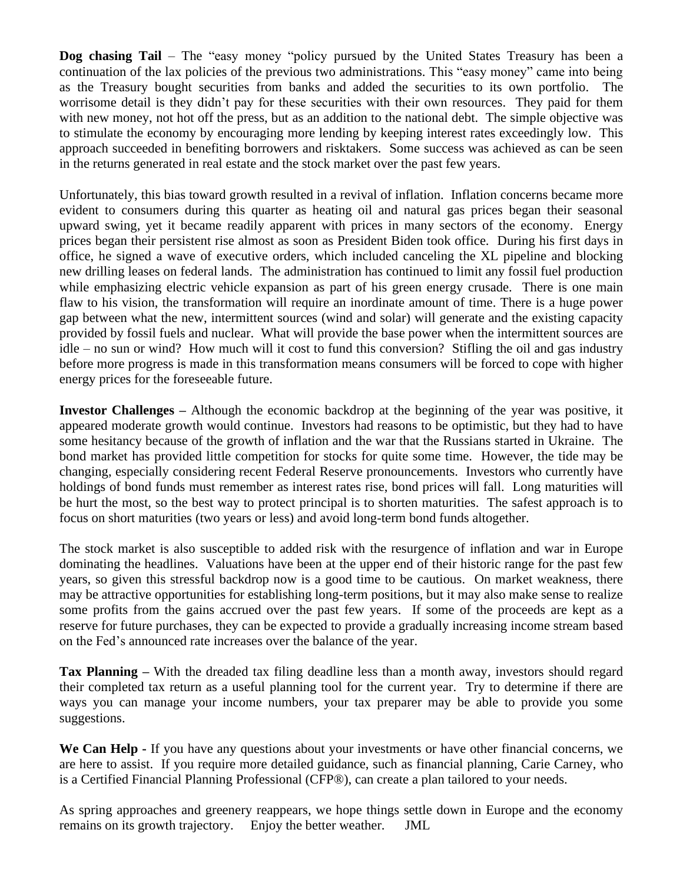**Dog chasing Tail** – The "easy money "policy pursued by the United States Treasury has been a continuation of the lax policies of the previous two administrations. This "easy money" came into being as the Treasury bought securities from banks and added the securities to its own portfolio. The worrisome detail is they didn't pay for these securities with their own resources. They paid for them with new money, not hot off the press, but as an addition to the national debt. The simple objective was to stimulate the economy by encouraging more lending by keeping interest rates exceedingly low. This approach succeeded in benefiting borrowers and risktakers. Some success was achieved as can be seen in the returns generated in real estate and the stock market over the past few years.

Unfortunately, this bias toward growth resulted in a revival of inflation. Inflation concerns became more evident to consumers during this quarter as heating oil and natural gas prices began their seasonal upward swing, yet it became readily apparent with prices in many sectors of the economy. Energy prices began their persistent rise almost as soon as President Biden took office. During his first days in office, he signed a wave of executive orders, which included canceling the XL pipeline and blocking new drilling leases on federal lands. The administration has continued to limit any fossil fuel production while emphasizing electric vehicle expansion as part of his green energy crusade. There is one main flaw to his vision, the transformation will require an inordinate amount of time. There is a huge power gap between what the new, intermittent sources (wind and solar) will generate and the existing capacity provided by fossil fuels and nuclear. What will provide the base power when the intermittent sources are idle – no sun or wind? How much will it cost to fund this conversion? Stifling the oil and gas industry before more progress is made in this transformation means consumers will be forced to cope with higher energy prices for the foreseeable future.

**Investor Challenges –** Although the economic backdrop at the beginning of the year was positive, it appeared moderate growth would continue. Investors had reasons to be optimistic, but they had to have some hesitancy because of the growth of inflation and the war that the Russians started in Ukraine. The bond market has provided little competition for stocks for quite some time. However, the tide may be changing, especially considering recent Federal Reserve pronouncements. Investors who currently have holdings of bond funds must remember as interest rates rise, bond prices will fall. Long maturities will be hurt the most, so the best way to protect principal is to shorten maturities. The safest approach is to focus on short maturities (two years or less) and avoid long-term bond funds altogether.

The stock market is also susceptible to added risk with the resurgence of inflation and war in Europe dominating the headlines. Valuations have been at the upper end of their historic range for the past few years, so given this stressful backdrop now is a good time to be cautious. On market weakness, there may be attractive opportunities for establishing long-term positions, but it may also make sense to realize some profits from the gains accrued over the past few years. If some of the proceeds are kept as a reserve for future purchases, they can be expected to provide a gradually increasing income stream based on the Fed's announced rate increases over the balance of the year.

**Tax Planning –** With the dreaded tax filing deadline less than a month away, investors should regard their completed tax return as a useful planning tool for the current year. Try to determine if there are ways you can manage your income numbers, your tax preparer may be able to provide you some suggestions.

**We Can Help -** If you have any questions about your investments or have other financial concerns, we are here to assist. If you require more detailed guidance, such as financial planning, Carie Carney, who is a Certified Financial Planning Professional (CFP®), can create a plan tailored to your needs.

As spring approaches and greenery reappears, we hope things settle down in Europe and the economy remains on its growth trajectory. Enjoy the better weather. JML